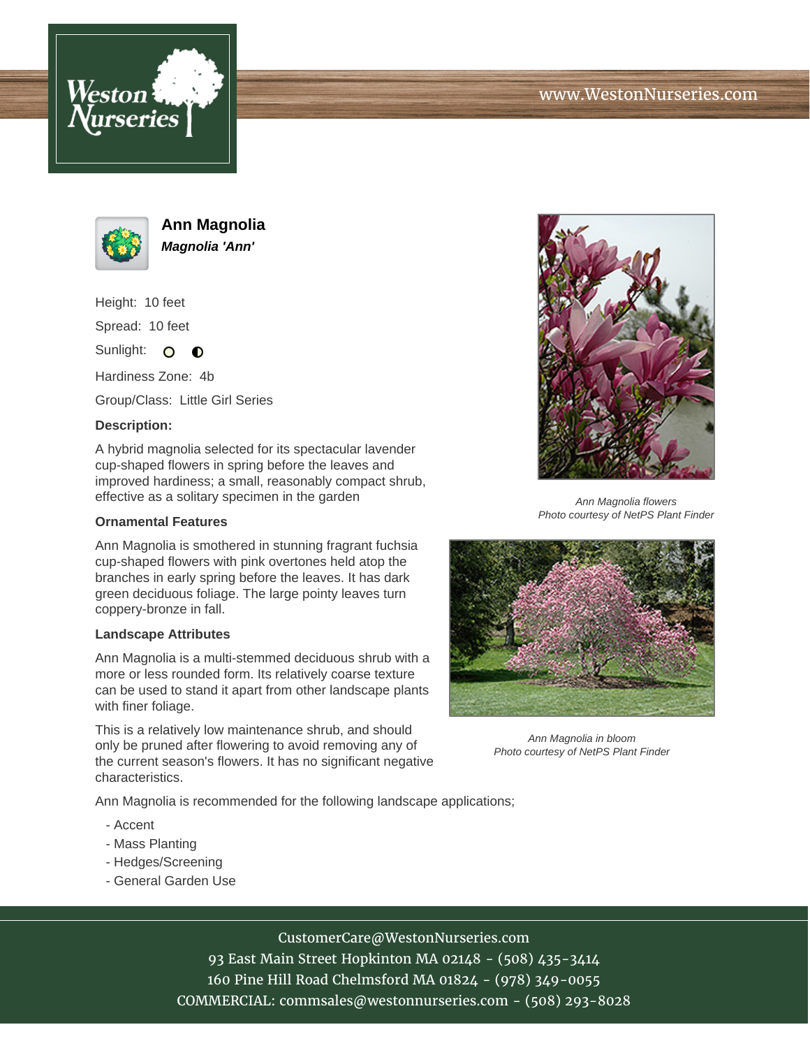# Ann Magnolia

***Magnolia 'Ann'***

Height: 10 feet

Spread: 10 feet

Sunlight: 

Hardiness Zone: 4b

Group/Class: Little Girl Series

**Description:**

A hybrid magnolia selected for its spectacular lavender cup-shaped flowers in spring before the leaves and improved hardiness; a small, reasonably compact shrub, effective as a solitary specimen in the garden

Ann Magnolia flowers
Photo courtesy of NetPS Plant Finder

### Ornamental Features

Ann Magnolia is smothered in stunning fragrant fuchsia cup-shaped flowers with pink overtones held atop the branches in early spring before the leaves. It has dark green deciduous foliage. The large pointy leaves turn coppery-bronze in fall.

### Landscape Attributes

Ann Magnolia is a multi-stemmed deciduous shrub with a more or less rounded form. Its relatively coarse texture can be used to stand it apart from other landscape plants with finer foliage.

This is a relatively low maintenance shrub, and should only be pruned after flowering to avoid removing any of the current season's flowers. It has no significant negative characteristics.

Ann Magnolia in bloom
Photo courtesy of NetPS Plant Finder

Ann Magnolia is recommended for the following landscape applications;

- Accent
- Mass Planting
- Hedges/Screening
- General Garden Use

CustomerCare@WestonNurseries.com
93 East Main Street Hopkinton MA 02148 - (508) 435-3414
160 Pine Hill Road Chelmsford MA 01824 - (978) 349-0055
COMMERCIAL: commsales@westonnurseries.com - (508) 293-8028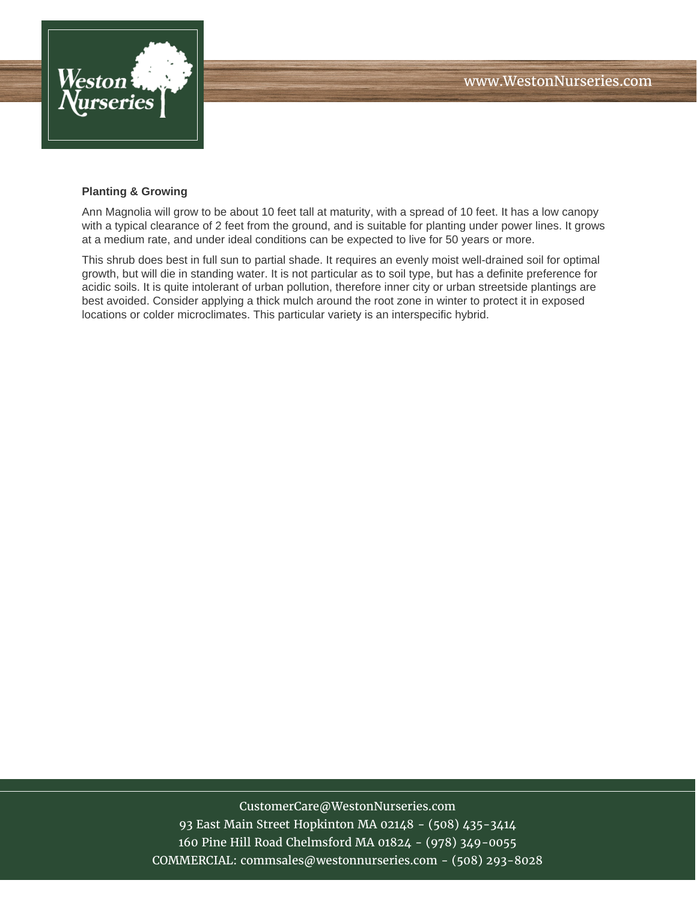**Planting & Growing**

Ann Magnolia will grow to be about 10 feet tall at maturity, with a spread of 10 feet. It has a low canopy with a typical clearance of 2 feet from the ground, and is suitable for planting under power lines. It grows at a medium rate, and under ideal conditions can be expected to live for 50 years or more.

This shrub does best in full sun to partial shade. It requires an evenly moist well-drained soil for optimal growth, but will die in standing water. It is not particular as to soil type, but has a definite preference for acidic soils. It is quite intolerant of urban pollution, therefore inner city or urban streetside plantings are best avoided. Consider applying a thick mulch around the root zone in winter to protect it in exposed locations or colder microclimates. This particular variety is an interspecific hybrid.